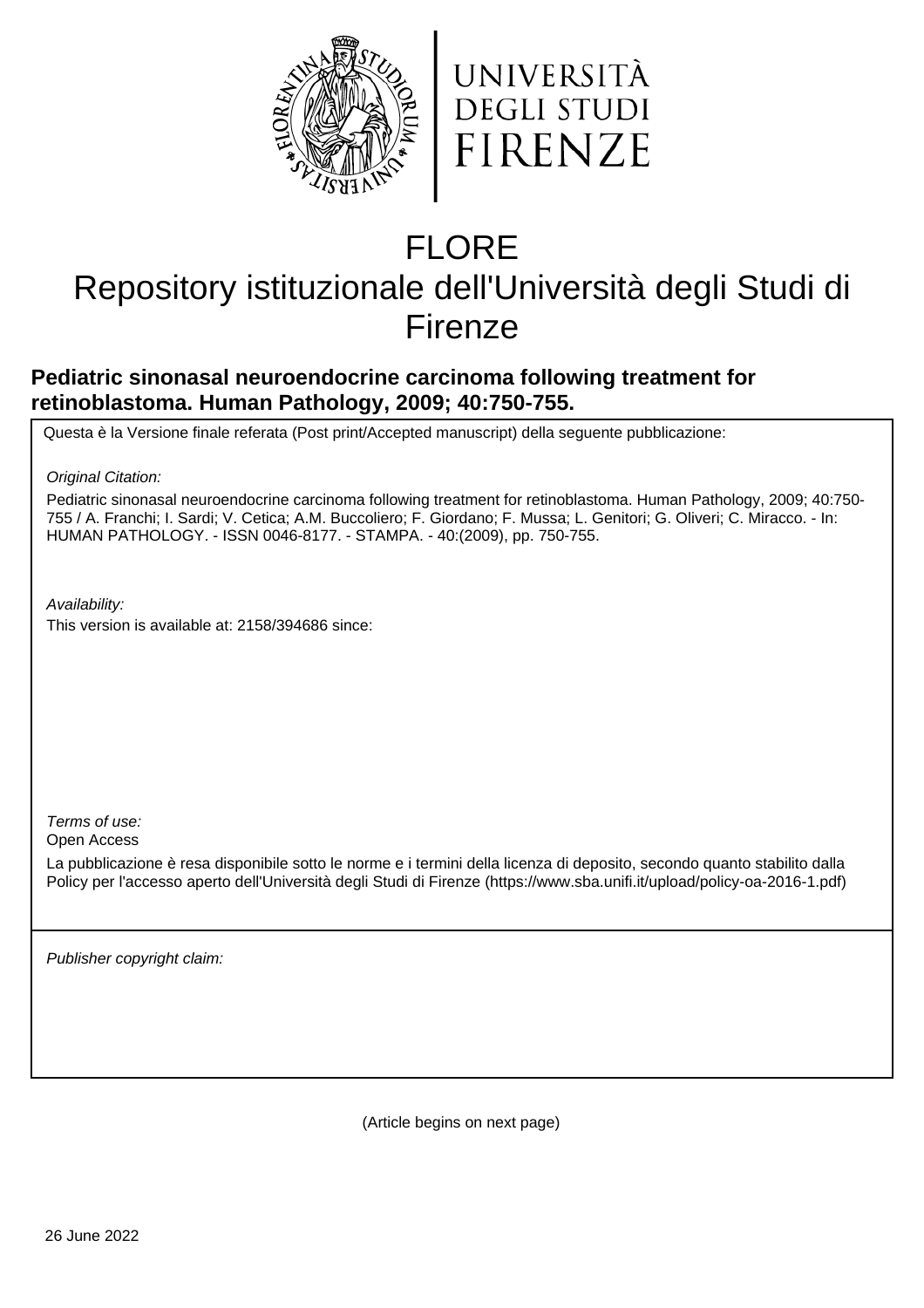UNIVERSITÀ
DEGLI STUDI
FIRENZE

# FLORE
# Repository istituzionale dell'Università degli Studi di Firenze

**Pediatric sinonasal neuroendocrine carcinoma following treatment for retinoblastoma. Human Pathology, 2009; 40:750-755.**

Questa è la Versione finale referata (Post print/Accepted manuscript) della seguente pubblicazione:

*Original Citation:*

Pediatric sinonasal neuroendocrine carcinoma following treatment for retinoblastoma. Human Pathology, 2009; 40:750-755 / A. Franchi; I. Sardi; V. Cetica; A.M. Buccoliero; F. Giordano; F. Mussa; L. Genitori; G. Oliveri; C. Miracco. - In: HUMAN PATHOLOGY. - ISSN 0046-8177. - STAMPA. - 40:(2009), pp. 750-755.

*Availability:*

This version is available at: 2158/394686 since:

*Terms of use:*

Open Access

La pubblicazione è resa disponibile sotto le norme e i termini della licenza di deposito, secondo quanto stabilito dalla Policy per l'accesso aperto dell'Università degli Studi di Firenze (https://www.sba.unifi.it/upload/policy-oa-2016-1.pdf)

*Publisher copyright claim:*

(Article begins on next page)

26 June 2022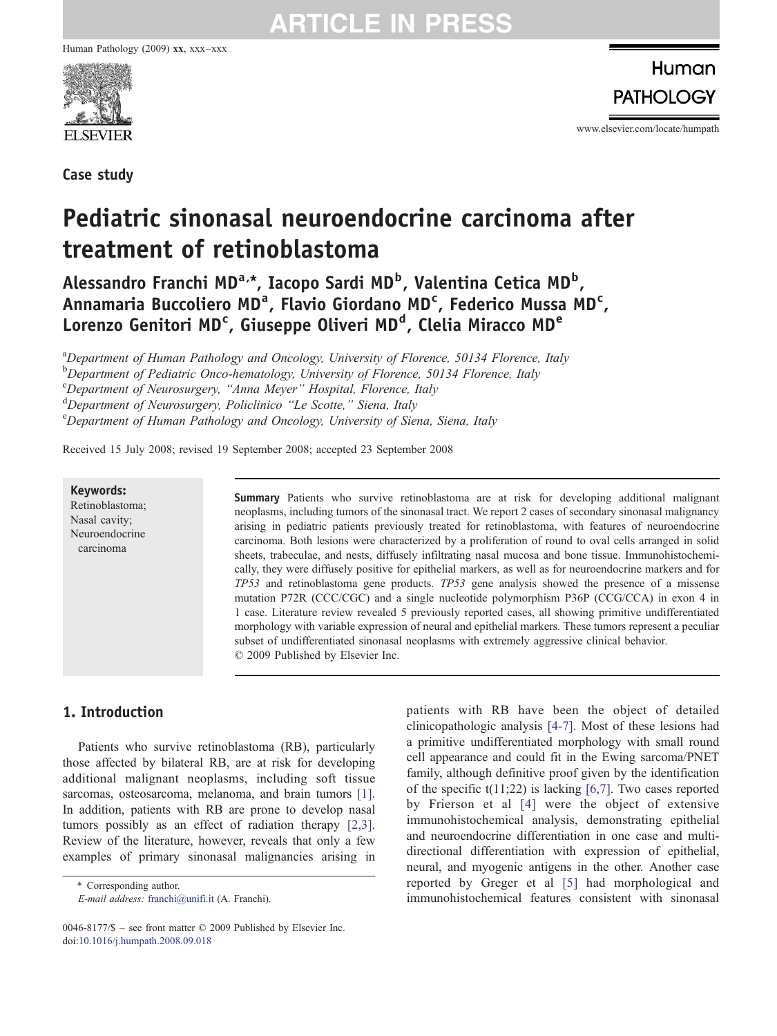Case study

# Pediatric sinonasal neuroendocrine carcinoma after treatment of retinoblastoma

**Alessandro Franchi MD[a,*], Iacopo Sardi MD[b], Valentina Cetica MD[b], Annamaria Buccoliero MD[a], Flavio Giordano MD[c], Federico Mussa MD[c], Lorenzo Genitori MD[c], Giuseppe Oliveri MD[d], Clelia Miracco MD[e]**

[a]*Department of Human Pathology and Oncology, University of Florence, 50134 Florence, Italy*
[b]*Department of Pediatric Onco-hematology, University of Florence, 50134 Florence, Italy*
[c]*Department of Neurosurgery, "Anna Meyer" Hospital, Florence, Italy*
[d]*Department of Neurosurgery, Policlinico "Le Scotte," Siena, Italy*
[e]*Department of Human Pathology and Oncology, University of Siena, Siena, Italy*

Received 15 July 2008; revised 19 September 2008; accepted 23 September 2008

**Keywords:**
Retinoblastoma;
Nasal cavity;
Neuroendocrine carcinoma

**Summary** Patients who survive retinoblastoma are at risk for developing additional malignant neoplasms, including tumors of the sinonasal tract. We report 2 cases of secondary sinonasal malignancy arising in pediatric patients previously treated for retinoblastoma, with features of neuroendocrine carcinoma. Both lesions were characterized by a proliferation of round to oval cells arranged in solid sheets, trabeculae, and nests, diffusely infiltrating nasal mucosa and bone tissue. Immunohistochemically, they were diffusely positive for epithelial markers, as well as for neuroendocrine markers and for *TP53* and retinoblastoma gene products. *TP53* gene analysis showed the presence of a missense mutation P72R (CCC/CGC) and a single nucleotide polymorphism P36P (CCG/CCA) in exon 4 in 1 case. Literature review revealed 5 previously reported cases, all showing primitive undifferentiated morphology with variable expression of neural and epithelial markers. These tumors represent a peculiar subset of undifferentiated sinonasal neoplasms with extremely aggressive clinical behavior.
© 2009 Published by Elsevier Inc.

## 1. Introduction

Patients who survive retinoblastoma (RB), particularly those affected by bilateral RB, are at risk for developing additional malignant neoplasms, including soft tissue sarcomas, osteosarcoma, melanoma, and brain tumors [1]. In addition, patients with RB are prone to develop nasal tumors possibly as an effect of radiation therapy [2,3]. Review of the literature, however, reveals that only a few examples of primary sinonasal malignancies arising in patients with RB have been the object of detailed clinicopathologic analysis [4-7]. Most of these lesions had a primitive undifferentiated morphology with small round cell appearance and could fit in the Ewing sarcoma/PNET family, although definitive proof given by the identification of the specific t(11;22) is lacking [6,7]. Two cases reported by Frierson et al [4] were the object of extensive immunohistochemical analysis, demonstrating epithelial and neuroendocrine differentiation in one case and multidirectional differentiation with expression of epithelial, neural, and myogenic antigens in the other. Another case reported by Greger et al [5] had morphological and immunohistochemical features consistent with sinonasal

\* Corresponding author.
*E-mail address:* franchi@unifi.it (A. Franchi).

0046-8177/$ – see front matter © 2009 Published by Elsevier Inc.
doi:10.1016/j.humpath.2008.09.018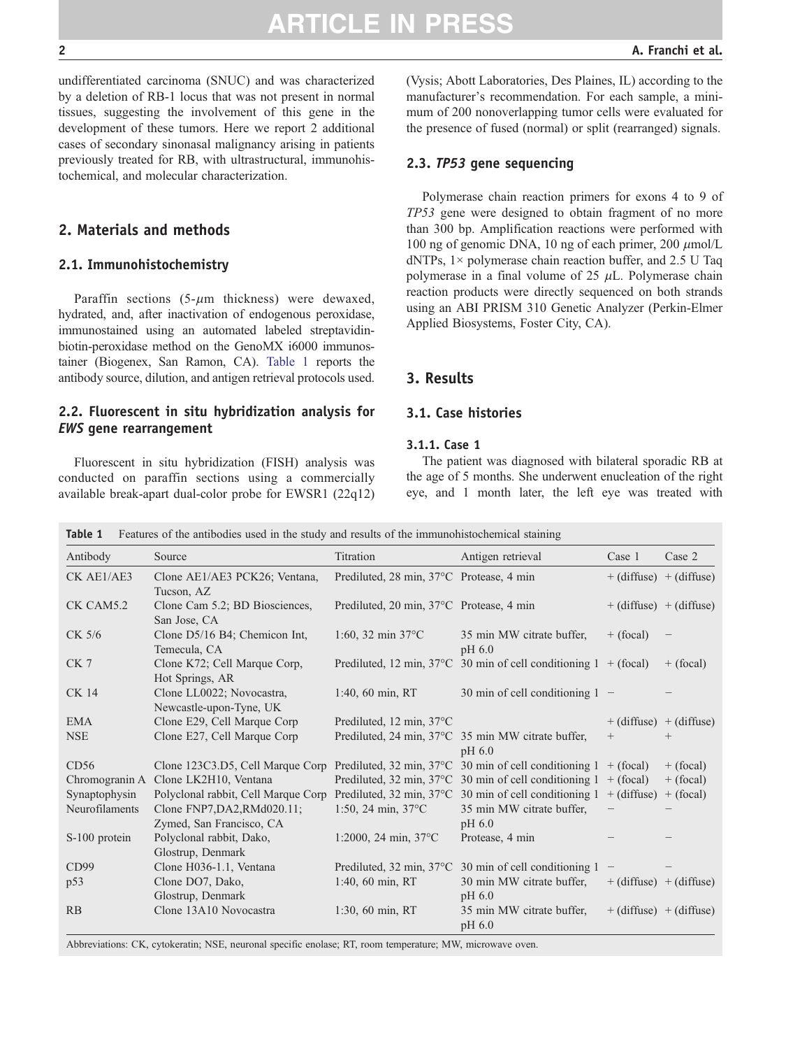undifferentiated carcinoma (SNUC) and was characterized by a deletion of RB-1 locus that was not present in normal tissues, suggesting the involvement of this gene in the development of these tumors. Here we report 2 additional cases of secondary sinonasal malignancy arising in patients previously treated for RB, with ultrastructural, immunohistochemical, and molecular characterization.

## 2. Materials and methods

### 2.1. Immunohistochemistry

Paraffin sections (5-$\mu$m thickness) were dewaxed, hydrated, and, after inactivation of endogenous peroxidase, immunostained using an automated labeled streptavidin-biotin-peroxidase method on the GenoMX i6000 immunostainer (Biogenex, San Ramon, CA). Table 1 reports the antibody source, dilution, and antigen retrieval protocols used.

### 2.2. Fluorescent in situ hybridization analysis for *EWS* gene rearrangement

Fluorescent in situ hybridization (FISH) analysis was conducted on paraffin sections using a commercially available break-apart dual-color probe for EWSR1 (22q12) (Vysis; Abott Laboratories, Des Plaines, IL) according to the manufacturer's recommendation. For each sample, a minimum of 200 nonoverlapping tumor cells were evaluated for the presence of fused (normal) or split (rearranged) signals.

### 2.3. *TP53* gene sequencing

Polymerase chain reaction primers for exons 4 to 9 of *TP53* gene were designed to obtain fragment of no more than 300 bp. Amplification reactions were performed with 100 ng of genomic DNA, 10 ng of each primer, 200 $\mu$mol/L dNTPs, 1× polymerase chain reaction buffer, and 2.5 U Taq polymerase in a final volume of 25 $\mu$L. Polymerase chain reaction products were directly sequenced on both strands using an ABI PRISM 310 Genetic Analyzer (Perkin-Elmer Applied Biosystems, Foster City, CA).

## 3. Results

### 3.1. Case histories

#### 3.1.1. Case 1

The patient was diagnosed with bilateral sporadic RB at the age of 5 months. She underwent enucleation of the right eye, and 1 month later, the left eye was treated with

**Table 1** Features of the antibodies used in the study and results of the immunohistochemical staining

| Antibody | Source | Titration | Antigen retrieval | Case 1 | Case 2 |
|---|---|---|---|---|---|
| CK AE1/AE3 | Clone AE1/AE3 PCK26; Ventana, Tucson, AZ | Prediluted, 28 min, 37°C | Protease, 4 min | + (diffuse) | + (diffuse) |
| CK CAM5.2 | Clone Cam 5.2; BD Biosciences, San Jose, CA | Prediluted, 20 min, 37°C | Protease, 4 min | + (diffuse) | + (diffuse) |
| CK 5/6 | Clone D5/16 B4; Chemicon Int, Temecula, CA | 1:60, 32 min 37°C | 35 min MW citrate buffer, pH 6.0 | + (focal) | − |
| CK 7 | Clone K72; Cell Marque Corp, Hot Springs, AR | Prediluted, 12 min, 37°C | 30 min of cell conditioning 1 | + (focal) | + (focal) |
| CK 14 | Clone LL0022; Novocastra, Newcastle-upon-Tyne, UK | 1:40, 60 min, RT | 30 min of cell conditioning 1 | − | − |
| EMA | Clone E29, Cell Marque Corp | Prediluted, 12 min, 37°C | | + (diffuse) | + (diffuse) |
| NSE | Clone E27, Cell Marque Corp | Prediluted, 24 min, 37°C | 35 min MW citrate buffer, pH 6.0 | + | + |
| CD56 | Clone 123C3.D5, Cell Marque Corp | Prediluted, 32 min, 37°C | 30 min of cell conditioning 1 | + (focal) | + (focal) |
| Chromogranin A | Clone LK2H10, Ventana | Prediluted, 32 min, 37°C | 30 min of cell conditioning 1 | + (focal) | + (focal) |
| Synaptophysin | Polyclonal rabbit, Cell Marque Corp | Prediluted, 32 min, 37°C | 30 min of cell conditioning 1 | + (diffuse) | + (focal) |
| Neurofilaments | Clone FNP7,DA2,RMd020.11; Zymed, San Francisco, CA | 1:50, 24 min, 37°C | 35 min MW citrate buffer, pH 6.0 | − | − |
| S-100 protein | Polyclonal rabbit, Dako, Glostrup, Denmark | 1:2000, 24 min, 37°C | Protease, 4 min | − | − |
| CD99 | Clone H036-1.1, Ventana | Prediluted, 32 min, 37°C | 30 min of cell conditioning 1 | − | − |
| p53 | Clone DO7, Dako, Glostrup, Denmark | 1:40, 60 min, RT | 30 min MW citrate buffer, pH 6.0 | + (diffuse) | + (diffuse) |
| RB | Clone 13A10 Novocastra | 1:30, 60 min, RT | 35 min MW citrate buffer, pH 6.0 | + (diffuse) | + (diffuse) |

Abbreviations: CK, cytokeratin; NSE, neuronal specific enolase; RT, room temperature; MW, microwave oven.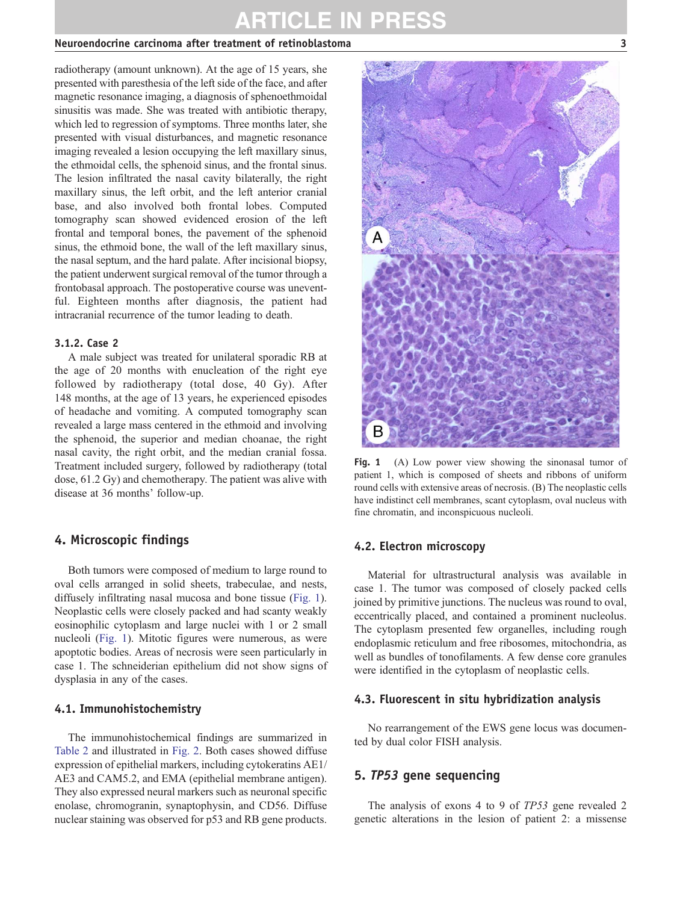radiotherapy (amount unknown). At the age of 15 years, she presented with paresthesia of the left side of the face, and after magnetic resonance imaging, a diagnosis of sphenoethmoidal sinusitis was made. She was treated with antibiotic therapy, which led to regression of symptoms. Three months later, she presented with visual disturbances, and magnetic resonance imaging revealed a lesion occupying the left maxillary sinus, the ethmoidal cells, the sphenoid sinus, and the frontal sinus. The lesion infiltrated the nasal cavity bilaterally, the right maxillary sinus, the left orbit, and the left anterior cranial base, and also involved both frontal lobes. Computed tomography scan showed evidenced erosion of the left frontal and temporal bones, the pavement of the sphenoid sinus, the ethmoid bone, the wall of the left maxillary sinus, the nasal septum, and the hard palate. After incisional biopsy, the patient underwent surgical removal of the tumor through a frontobasal approach. The postoperative course was uneventful. Eighteen months after diagnosis, the patient had intracranial recurrence of the tumor leading to death.

#### 3.1.2. Case 2

A male subject was treated for unilateral sporadic RB at the age of 20 months with enucleation of the right eye followed by radiotherapy (total dose, 40 Gy). After 148 months, at the age of 13 years, he experienced episodes of headache and vomiting. A computed tomography scan revealed a large mass centered in the ethmoid and involving the sphenoid, the superior and median choanae, the right nasal cavity, the right orbit, and the median cranial fossa. Treatment included surgery, followed by radiotherapy (total dose, 61.2 Gy) and chemotherapy. The patient was alive with disease at 36 months' follow-up.

## 4. Microscopic findings

Both tumors were composed of medium to large round to oval cells arranged in solid sheets, trabeculae, and nests, diffusely infiltrating nasal mucosa and bone tissue (Fig. 1). Neoplastic cells were closely packed and had scanty weakly eosinophilic cytoplasm and large nuclei with 1 or 2 small nucleoli (Fig. 1). Mitotic figures were numerous, as were apoptotic bodies. Areas of necrosis were seen particularly in case 1. The schneiderian epithelium did not show signs of dysplasia in any of the cases.

### 4.1. Immunohistochemistry

The immunohistochemical findings are summarized in Table 2 and illustrated in Fig. 2. Both cases showed diffuse expression of epithelial markers, including cytokeratins AE1/AE3 and CAM5.2, and EMA (epithelial membrane antigen). They also expressed neural markers such as neuronal specific enolase, chromogranin, synaptophysin, and CD56. Diffuse nuclear staining was observed for p53 and RB gene products.

**Fig. 1** (A) Low power view showing the sinonasal tumor of patient 1, which is composed of sheets and ribbons of uniform round cells with extensive areas of necrosis. (B) The neoplastic cells have indistinct cell membranes, scant cytoplasm, oval nucleus with fine chromatin, and inconspicuous nucleoli.

### 4.2. Electron microscopy

Material for ultrastructural analysis was available in case 1. The tumor was composed of closely packed cells joined by primitive junctions. The nucleus was round to oval, eccentrically placed, and contained a prominent nucleolus. The cytoplasm presented few organelles, including rough endoplasmic reticulum and free ribosomes, mitochondria, as well as bundles of tonofilaments. A few dense core granules were identified in the cytoplasm of neoplastic cells.

### 4.3. Fluorescent in situ hybridization analysis

No rearrangement of the EWS gene locus was documented by dual color FISH analysis.

## 5. *TP53* gene sequencing

The analysis of exons 4 to 9 of *TP53* gene revealed 2 genetic alterations in the lesion of patient 2: a missense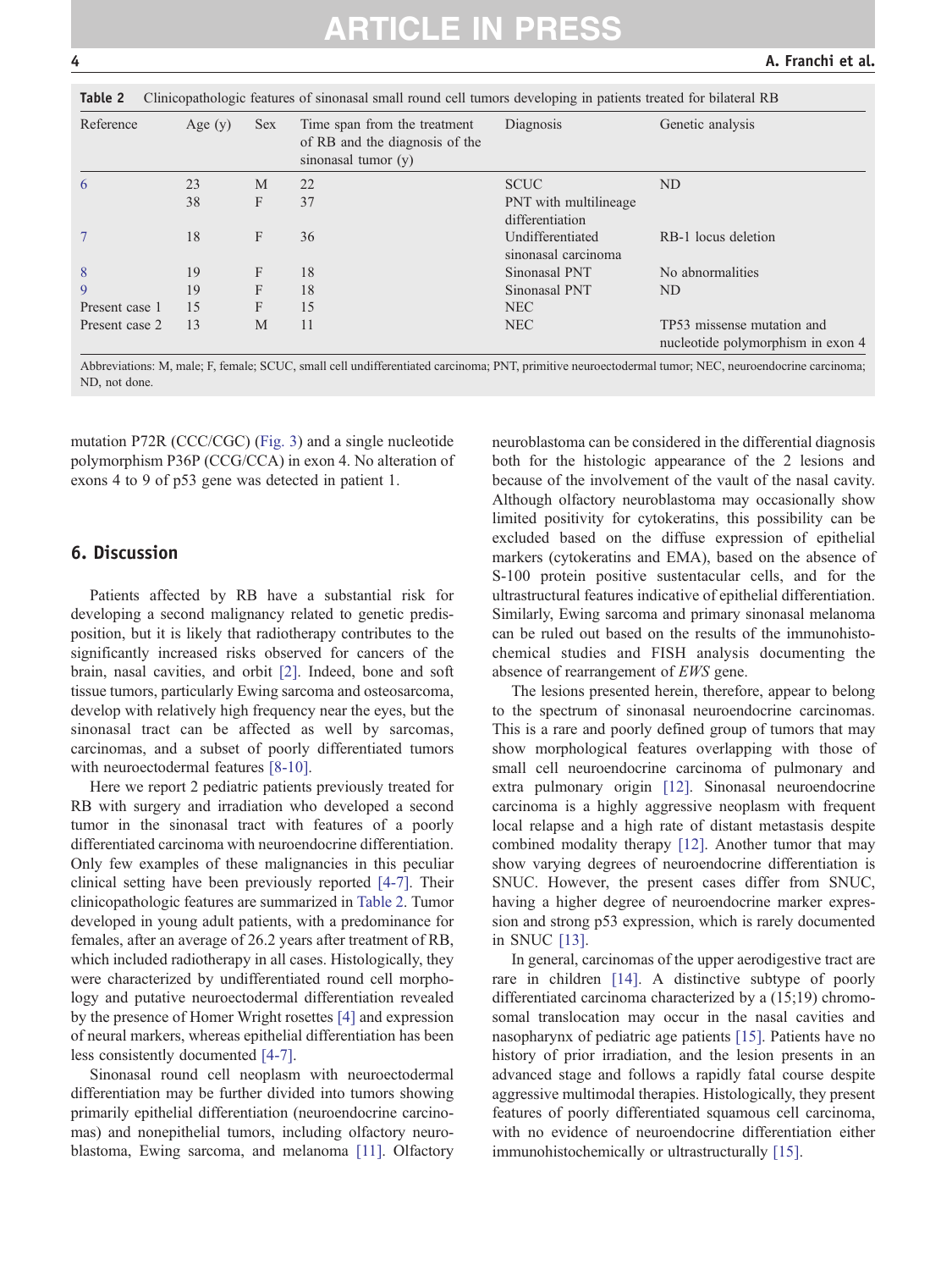**Table 2** Clinicopathologic features of sinonasal small round cell tumors developing in patients treated for bilateral RB

| Reference | Age (y) | Sex | Time span from the treatment of RB and the diagnosis of the sinonasal tumor (y) | Diagnosis | Genetic analysis |
|---|---|---|---|---|---|
| 6 | 23 | M | 22 | SCUC | ND |
| | 38 | F | 37 | PNT with multilineage differentiation | |
| 7 | 18 | F | 36 | Undifferentiated sinonasal carcinoma | RB-1 locus deletion |
| 8 | 19 | F | 18 | Sinonasal PNT | No abnormalities |
| 9 | 19 | F | 18 | Sinonasal PNT | ND |
| Present case 1 | 15 | F | 15 | NEC | |
| Present case 2 | 13 | M | 11 | NEC | TP53 missense mutation and nucleotide polymorphism in exon 4 |

Abbreviations: M, male; F, female; SCUC, small cell undifferentiated carcinoma; PNT, primitive neuroectodermal tumor; NEC, neuroendocrine carcinoma; ND, not done.

mutation P72R (CCC/CGC) (Fig. 3) and a single nucleotide polymorphism P36P (CCG/CCA) in exon 4. No alteration of exons 4 to 9 of p53 gene was detected in patient 1.

## 6. Discussion

Patients affected by RB have a substantial risk for developing a second malignancy related to genetic predisposition, but it is likely that radiotherapy contributes to the significantly increased risks observed for cancers of the brain, nasal cavities, and orbit [2]. Indeed, bone and soft tissue tumors, particularly Ewing sarcoma and osteosarcoma, develop with relatively high frequency near the eyes, but the sinonasal tract can be affected as well by sarcomas, carcinomas, and a subset of poorly differentiated tumors with neuroectodermal features [8-10].

Here we report 2 pediatric patients previously treated for RB with surgery and irradiation who developed a second tumor in the sinonasal tract with features of a poorly differentiated carcinoma with neuroendocrine differentiation. Only few examples of these malignancies in this peculiar clinical setting have been previously reported [4-7]. Their clinicopathologic features are summarized in Table 2. Tumor developed in young adult patients, with a predominance for females, after an average of 26.2 years after treatment of RB, which included radiotherapy in all cases. Histologically, they were characterized by undifferentiated round cell morphology and putative neuroectodermal differentiation revealed by the presence of Homer Wright rosettes [4] and expression of neural markers, whereas epithelial differentiation has been less consistently documented [4-7].

Sinonasal round cell neoplasm with neuroectodermal differentiation may be further divided into tumors showing primarily epithelial differentiation (neuroendocrine carcinomas) and nonepithelial tumors, including olfactory neuroblastoma, Ewing sarcoma, and melanoma [11]. Olfactory neuroblastoma can be considered in the differential diagnosis both for the histologic appearance of the 2 lesions and because of the involvement of the vault of the nasal cavity. Although olfactory neuroblastoma may occasionally show limited positivity for cytokeratins, this possibility can be excluded based on the diffuse expression of epithelial markers (cytokeratins and EMA), based on the absence of S-100 protein positive sustentacular cells, and for the ultrastructural features indicative of epithelial differentiation. Similarly, Ewing sarcoma and primary sinonasal melanoma can be ruled out based on the results of the immunohistochemical studies and FISH analysis documenting the absence of rearrangement of *EWS* gene.

The lesions presented herein, therefore, appear to belong to the spectrum of sinonasal neuroendocrine carcinomas. This is a rare and poorly defined group of tumors that may show morphological features overlapping with those of small cell neuroendocrine carcinoma of pulmonary and extra pulmonary origin [12]. Sinonasal neuroendocrine carcinoma is a highly aggressive neoplasm with frequent local relapse and a high rate of distant metastasis despite combined modality therapy [12]. Another tumor that may show varying degrees of neuroendocrine differentiation is SNUC. However, the present cases differ from SNUC, having a higher degree of neuroendocrine marker expression and strong p53 expression, which is rarely documented in SNUC [13].

In general, carcinomas of the upper aerodigestive tract are rare in children [14]. A distinctive subtype of poorly differentiated carcinoma characterized by a (15;19) chromosomal translocation may occur in the nasal cavities and nasopharynx of pediatric age patients [15]. Patients have no history of prior irradiation, and the lesion presents in an advanced stage and follows a rapidly fatal course despite aggressive multimodal therapies. Histologically, they present features of poorly differentiated squamous cell carcinoma, with no evidence of neuroendocrine differentiation either immunohistochemically or ultrastructurally [15].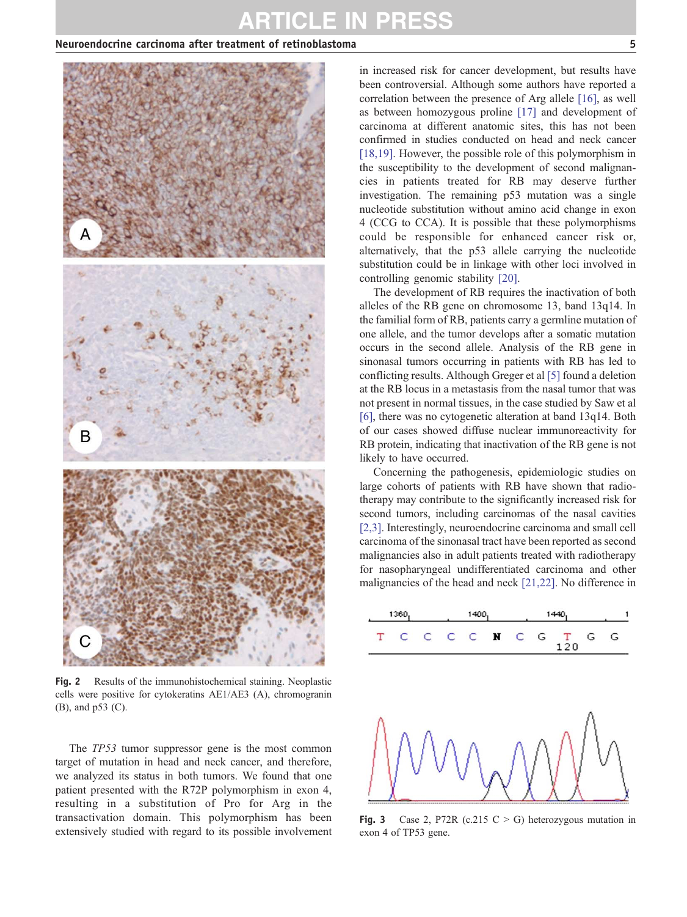Fig. 2 Results of the immunohistochemical staining. Neoplastic cells were positive for cytokeratins AE1/AE3 (A), chromogranin (B), and p53 (C).

The *TP53* tumor suppressor gene is the most common target of mutation in head and neck cancer, and therefore, we analyzed its status in both tumors. We found that one patient presented with the R72P polymorphism in exon 4, resulting in a substitution of Pro for Arg in the transactivation domain. This polymorphism has been extensively studied with regard to its possible involvement in increased risk for cancer development, but results have been controversial. Although some authors have reported a correlation between the presence of Arg allele [16], as well as between homozygous proline [17] and development of carcinoma at different anatomic sites, this has not been confirmed in studies conducted on head and neck cancer [18,19]. However, the possible role of this polymorphism in the susceptibility to the development of second malignancies in patients treated for RB may deserve further investigation. The remaining p53 mutation was a single nucleotide substitution without amino acid change in exon 4 (CCG to CCA). It is possible that these polymorphisms could be responsible for enhanced cancer risk or, alternatively, that the p53 allele carrying the nucleotide substitution could be in linkage with other loci involved in controlling genomic stability [20].

The development of RB requires the inactivation of both alleles of the RB gene on chromosome 13, band 13q14. In the familial form of RB, patients carry a germline mutation of one allele, and the tumor develops after a somatic mutation occurs in the second allele. Analysis of the RB gene in sinonasal tumors occurring in patients with RB has led to conflicting results. Although Greger et al [5] found a deletion at the RB locus in a metastasis from the nasal tumor that was not present in normal tissues, in the case studied by Saw et al [6], there was no cytogenetic alteration at band 13q14. Both of our cases showed diffuse nuclear immunoreactivity for RB protein, indicating that inactivation of the RB gene is not likely to have occurred.

Concerning the pathogenesis, epidemiologic studies on large cohorts of patients with RB have shown that radiotherapy may contribute to the significantly increased risk for second tumors, including carcinomas of the nasal cavities [2,3]. Interestingly, neuroendocrine carcinoma and small cell carcinoma of the sinonasal tract have been reported as second malignancies also in adult patients treated with radiotherapy for nasopharyngeal undifferentiated carcinoma and other malignancies of the head and neck [21,22]. No difference in

Fig. 3 Case 2, P72R (c.215 C > G) heterozygous mutation in exon 4 of TP53 gene.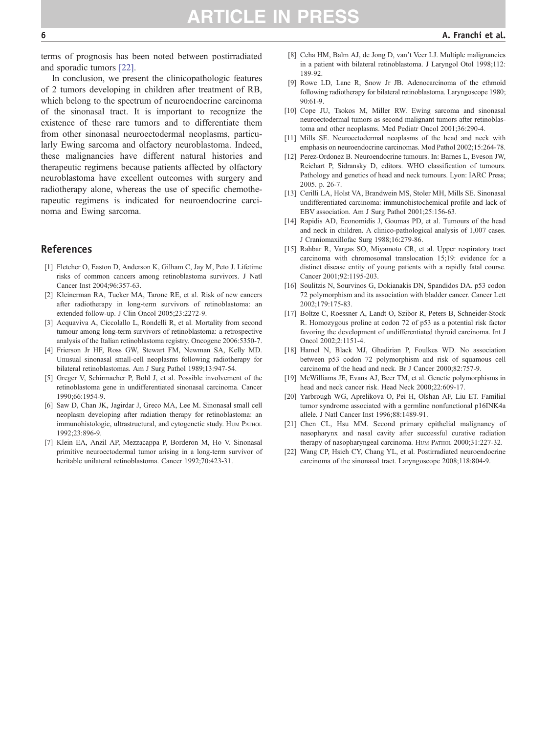terms of prognosis has been noted between postirradiated and sporadic tumors [22].

In conclusion, we present the clinicopathologic features of 2 tumors developing in children after treatment of RB, which belong to the spectrum of neuroendocrine carcinoma of the sinonasal tract. It is important to recognize the existence of these rare tumors and to differentiate them from other sinonasal neuroectodermal neoplasms, particularly Ewing sarcoma and olfactory neuroblastoma. Indeed, these malignancies have different natural histories and therapeutic regimens because patients affected by olfactory neuroblastoma have excellent outcomes with surgery and radiotherapy alone, whereas the use of specific chemotherapeutic regimens is indicated for neuroendocrine carcinoma and Ewing sarcoma.

## References

[1] Fletcher O, Easton D, Anderson K, Gilham C, Jay M, Peto J. Lifetime risks of common cancers among retinoblastoma survivors. J Natl Cancer Inst 2004;96:357-63.

[2] Kleinerman RA, Tucker MA, Tarone RE, et al. Risk of new cancers after radiotherapy in long-term survivors of retinoblastoma: an extended follow-up. J Clin Oncol 2005;23:2272-9.

[3] Acquaviva A, Ciccolallo L, Rondelli R, et al. Mortality from second tumour among long-term survivors of retinoblastoma: a retrospective analysis of the Italian retinoblastoma registry. Oncogene 2006:5350-7.

[4] Frierson Jr HF, Ross GW, Stewart FM, Newman SA, Kelly MD. Unusual sinonasal small-cell neoplasms following radiotherapy for bilateral retinoblastomas. Am J Surg Pathol 1989;13:947-54.

[5] Greger V, Schirmacher P, Bohl J, et al. Possible involvement of the retinoblastoma gene in undifferentiated sinonasal carcinoma. Cancer 1990;66:1954-9.

[6] Saw D, Chan JK, Jagirdar J, Greco MA, Lee M. Sinonasal small cell neoplasm developing after radiation therapy for retinoblastoma: an immunohistologic, ultrastructural, and cytogenetic study. Hum Pathol 1992;23:896-9.

[7] Klein EA, Anzil AP, Mezzacappa P, Borderon M, Ho V. Sinonasal primitive neuroectodermal tumor arising in a long-term survivor of heritable unilateral retinoblastoma. Cancer 1992;70:423-31.

[8] Ceha HM, Balm AJ, de Jong D, van't Veer LJ. Multiple malignancies in a patient with bilateral retinoblastoma. J Laryngol Otol 1998;112:189-92.

[9] Rowe LD, Lane R, Snow Jr JB. Adenocarcinoma of the ethmoid following radiotherapy for bilateral retinoblastoma. Laryngoscope 1980;90:61-9.

[10] Cope JU, Tsokos M, Miller RW. Ewing sarcoma and sinonasal neuroectodermal tumors as second malignant tumors after retinoblastoma and other neoplasms. Med Pediatr Oncol 2001;36:290-4.

[11] Mills SE. Neuroectodermal neoplasms of the head and neck with emphasis on neuroendocrine carcinomas. Mod Pathol 2002;15:264-78.

[12] Perez-Ordonez B. Neuroendocrine tumours. In: Barnes L, Eveson JW, Reichart P, Sidransky D, editors. WHO classification of tumours. Pathology and genetics of head and neck tumours. Lyon: IARC Press; 2005. p. 26-7.

[13] Cerilli LA, Holst VA, Brandwein MS, Stoler MH, Mills SE. Sinonasal undifferentiated carcinoma: immunohistochemical profile and lack of EBV association. Am J Surg Pathol 2001;25:156-63.

[14] Rapidis AD, Economidis J, Goumas PD, et al. Tumours of the head and neck in children. A clinico-pathological analysis of 1,007 cases. J Craniomaxillofac Surg 1988;16:279-86.

[15] Rahbar R, Vargas SO, Miyamoto CR, et al. Upper respiratory tract carcinoma with chromosomal translocation 15;19: evidence for a distinct disease entity of young patients with a rapidly fatal course. Cancer 2001;92:1195-203.

[16] Soulitzis N, Sourvinos G, Dokianakis DN, Spandidos DA. p53 codon 72 polymorphism and its association with bladder cancer. Cancer Lett 2002;179:175-83.

[17] Boltze C, Roessner A, Landt O, Szibor R, Peters B, Schneider-Stock R. Homozygous proline at codon 72 of p53 as a potential risk factor favoring the development of undifferentiated thyroid carcinoma. Int J Oncol 2002;2:1151-4.

[18] Hamel N, Black MJ, Ghadirian P, Foulkes WD. No association between p53 codon 72 polymorphism and risk of squamous cell carcinoma of the head and neck. Br J Cancer 2000;82:757-9.

[19] McWilliams JE, Evans AJ, Beer TM, et al. Genetic polymorphisms in head and neck cancer risk. Head Neck 2000;22:609-17.

[20] Yarbrough WG, Aprelikova O, Pei H, Olshan AF, Liu ET. Familial tumor syndrome associated with a germline nonfunctional p16INK4a allele. J Natl Cancer Inst 1996;88:1489-91.

[21] Chen CL, Hsu MM. Second primary epithelial malignancy of nasopharynx and nasal cavity after successful curative radiation therapy of nasopharyngeal carcinoma. Hum Pathol 2000;31:227-32.

[22] Wang CP, Hsieh CY, Chang YL, et al. Postirradiated neuroendocrine carcinoma of the sinonasal tract. Laryngoscope 2008;118:804-9.